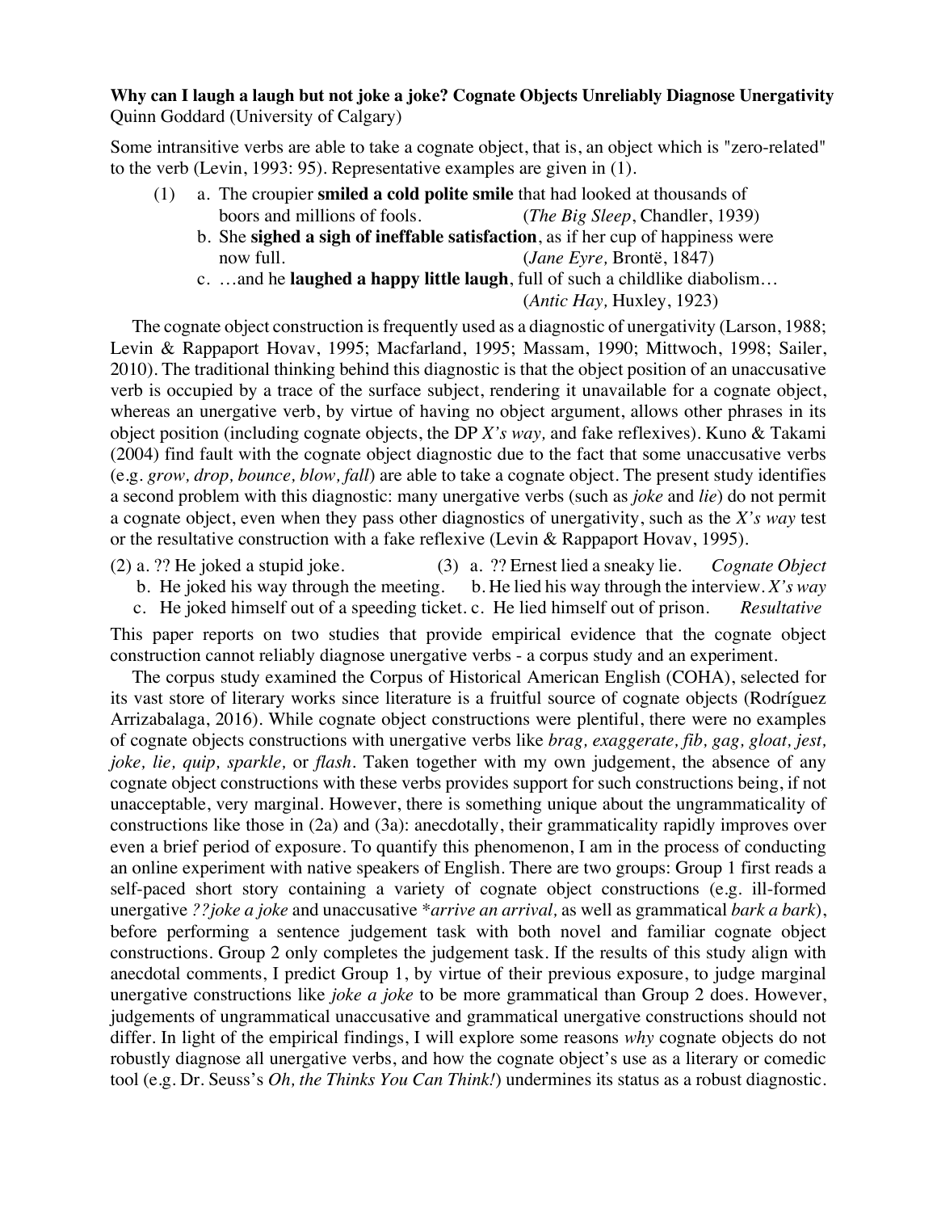**Why can I laugh a laugh but not joke a joke? Cognate Objects Unreliably Diagnose Unergativity**
Quinn Goddard (University of Calgary)

Some intransitive verbs are able to take a cognate object, that is, an object which is "zero-related" to the verb (Levin, 1993: 95). Representative examples are given in (1).

(1) a. The croupier **smiled a cold polite smile** that had looked at thousands of boors and millions of fools. (*The Big Sleep*, Chandler, 1939)
b. She **sighed a sigh of ineffable satisfaction**, as if her cup of happiness were now full. (*Jane Eyre,* Brontë, 1847)
c. …and he **laughed a happy little laugh**, full of such a childlike diabolism… (*Antic Hay,* Huxley, 1923)

The cognate object construction is frequently used as a diagnostic of unergativity (Larson, 1988; Levin & Rappaport Hovav, 1995; Macfarland, 1995; Massam, 1990; Mittwoch, 1998; Sailer, 2010). The traditional thinking behind this diagnostic is that the object position of an unaccusative verb is occupied by a trace of the surface subject, rendering it unavailable for a cognate object, whereas an unergative verb, by virtue of having no object argument, allows other phrases in its object position (including cognate objects, the DP *X's way,* and fake reflexives). Kuno & Takami (2004) find fault with the cognate object diagnostic due to the fact that some unaccusative verbs (e.g. *grow, drop, bounce, blow, fall*) are able to take a cognate object. The present study identifies a second problem with this diagnostic: many unergative verbs (such as *joke* and *lie*) do not permit a cognate object, even when they pass other diagnostics of unergativity, such as the *X's way* test or the resultative construction with a fake reflexive (Levin & Rappaport Hovav, 1995).

(2) a. ?? He joked a stupid joke.
b. He joked his way through the meeting.
c. He joked himself out of a speeding ticket.

(3) a. ?? Ernest lied a sneaky lie. *Cognate Object*
b. He lied his way through the interview. *X's way*
c. He lied himself out of prison. *Resultative*

This paper reports on two studies that provide empirical evidence that the cognate object construction cannot reliably diagnose unergative verbs - a corpus study and an experiment.

The corpus study examined the Corpus of Historical American English (COHA), selected for its vast store of literary works since literature is a fruitful source of cognate objects (Rodríguez Arrizabalaga, 2016). While cognate object constructions were plentiful, there were no examples of cognate objects constructions with unergative verbs like *brag, exaggerate, fib, gag, gloat, jest, joke, lie, quip, sparkle,* or *flash*. Taken together with my own judgement, the absence of any cognate object constructions with these verbs provides support for such constructions being, if not unacceptable, very marginal. However, there is something unique about the ungrammaticality of constructions like those in (2a) and (3a): anecdotally, their grammaticality rapidly improves over even a brief period of exposure. To quantify this phenomenon, I am in the process of conducting an online experiment with native speakers of English. There are two groups: Group 1 first reads a self-paced short story containing a variety of cognate object constructions (e.g. ill-formed unergative *??joke a joke* and unaccusative *\*arrive an arrival,* as well as grammatical *bark a bark*), before performing a sentence judgement task with both novel and familiar cognate object constructions. Group 2 only completes the judgement task. If the results of this study align with anecdotal comments, I predict Group 1, by virtue of their previous exposure, to judge marginal unergative constructions like *joke a joke* to be more grammatical than Group 2 does. However, judgements of ungrammatical unaccusative and grammatical unergative constructions should not differ. In light of the empirical findings, I will explore some reasons *why* cognate objects do not robustly diagnose all unergative verbs, and how the cognate object's use as a literary or comedic tool (e.g. Dr. Seuss's *Oh, the Thinks You Can Think!*) undermines its status as a robust diagnostic.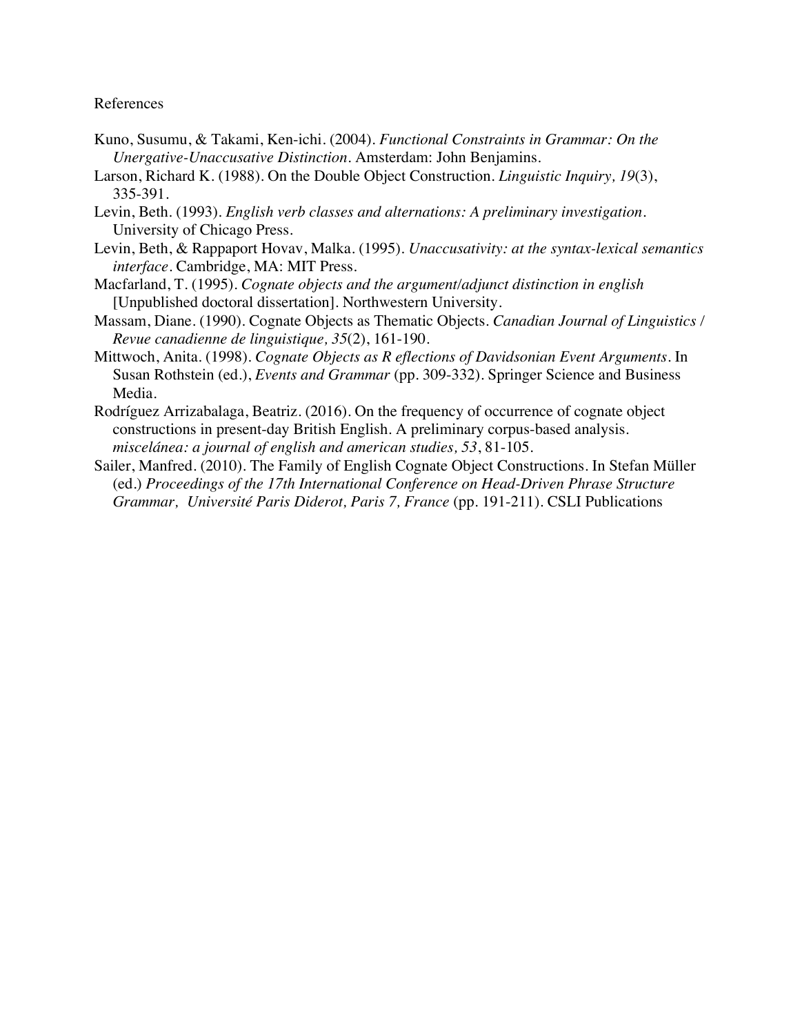References

Kuno, Susumu, & Takami, Ken-ichi. (2004). *Functional Constraints in Grammar: On the Unergative-Unaccusative Distinction*. Amsterdam: John Benjamins.

Larson, Richard K. (1988). On the Double Object Construction. *Linguistic Inquiry, 19*(3), 335-391.

Levin, Beth. (1993). *English verb classes and alternations: A preliminary investigation*. University of Chicago Press.

Levin, Beth, & Rappaport Hovav, Malka. (1995). *Unaccusativity: at the syntax-lexical semantics interface*. Cambridge, MA: MIT Press.

Macfarland, T. (1995). *Cognate objects and the argument/adjunct distinction in english* [Unpublished doctoral dissertation]. Northwestern University.

Massam, Diane. (1990). Cognate Objects as Thematic Objects. *Canadian Journal of Linguistics / Revue canadienne de linguistique, 35*(2), 161-190.

Mittwoch, Anita. (1998). *Cognate Objects as R eflections of Davidsonian Event Arguments*. In Susan Rothstein (ed.), *Events and Grammar* (pp. 309-332). Springer Science and Business Media.

Rodríguez Arrizabalaga, Beatriz. (2016). On the frequency of occurrence of cognate object constructions in present-day British English. A preliminary corpus-based analysis. *miscelánea: a journal of english and american studies, 53*, 81-105.

Sailer, Manfred. (2010). The Family of English Cognate Object Constructions. In Stefan Müller (ed.) *Proceedings of the 17th International Conference on Head-Driven Phrase Structure Grammar, Université Paris Diderot, Paris 7, France* (pp. 191-211). CSLI Publications